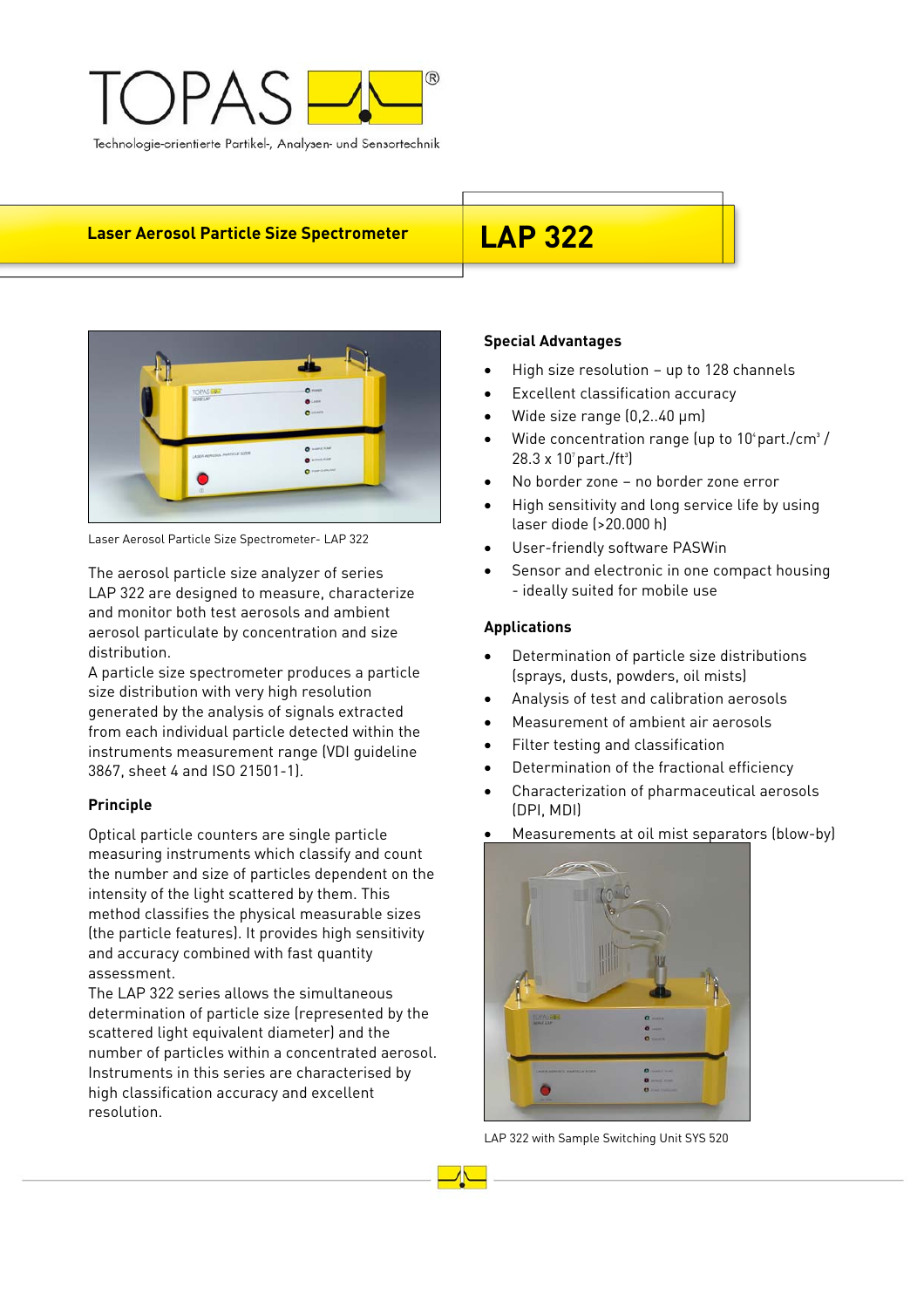# TOPAS

Technologie-orientierte Partikel-, Analysen- und Sensortechnik

## Laser Aerosol Particle Size Spectrometer — LAP 322

Laser Aerosol Particle Size Spectrometer- LAP 322

The aerosol particle size analyzer of series LAP 322 are designed to measure, characterize and monitor both test aerosols and ambient aerosol particulate by concentration and size distribution.

A particle size spectrometer produces a particle size distribution with very high resolution generated by the analysis of signals extracted from each individual particle detected within the instruments measurement range (VDI guideline 3867, sheet 4 and ISO 21501-1).

### Principle

Optical particle counters are single particle measuring instruments which classify and count the number and size of particles dependent on the intensity of the light scattered by them. This method classifies the physical measurable sizes (the particle features). It provides high sensitivity and accuracy combined with fast quantity assessment.

The LAP 322 series allows the simultaneous determination of particle size (represented by the scattered light equivalent diameter) and the number of particles within a concentrated aerosol. Instruments in this series are characterised by high classification accuracy and excellent resolution.

### Special Advantages

- High size resolution – up to 128 channels
- Excellent classification accuracy
- Wide size range (0,2..40 µm)
- Wide concentration range (up to $10^6$ part./cm³ / 28.3 x $10^7$ part./ft³)
- No border zone – no border zone error
- High sensitivity and long service life by using laser diode (>20.000 h)
- User-friendly software PASWin
- Sensor and electronic in one compact housing - ideally suited for mobile use

### Applications

- Determination of particle size distributions (sprays, dusts, powders, oil mists)
- Analysis of test and calibration aerosols
- Measurement of ambient air aerosols
- Filter testing and classification
- Determination of the fractional efficiency
- Characterization of pharmaceutical aerosols (DPI, MDI)
- Measurements at oil mist separators (blow-by)

LAP 322 with Sample Switching Unit SYS 520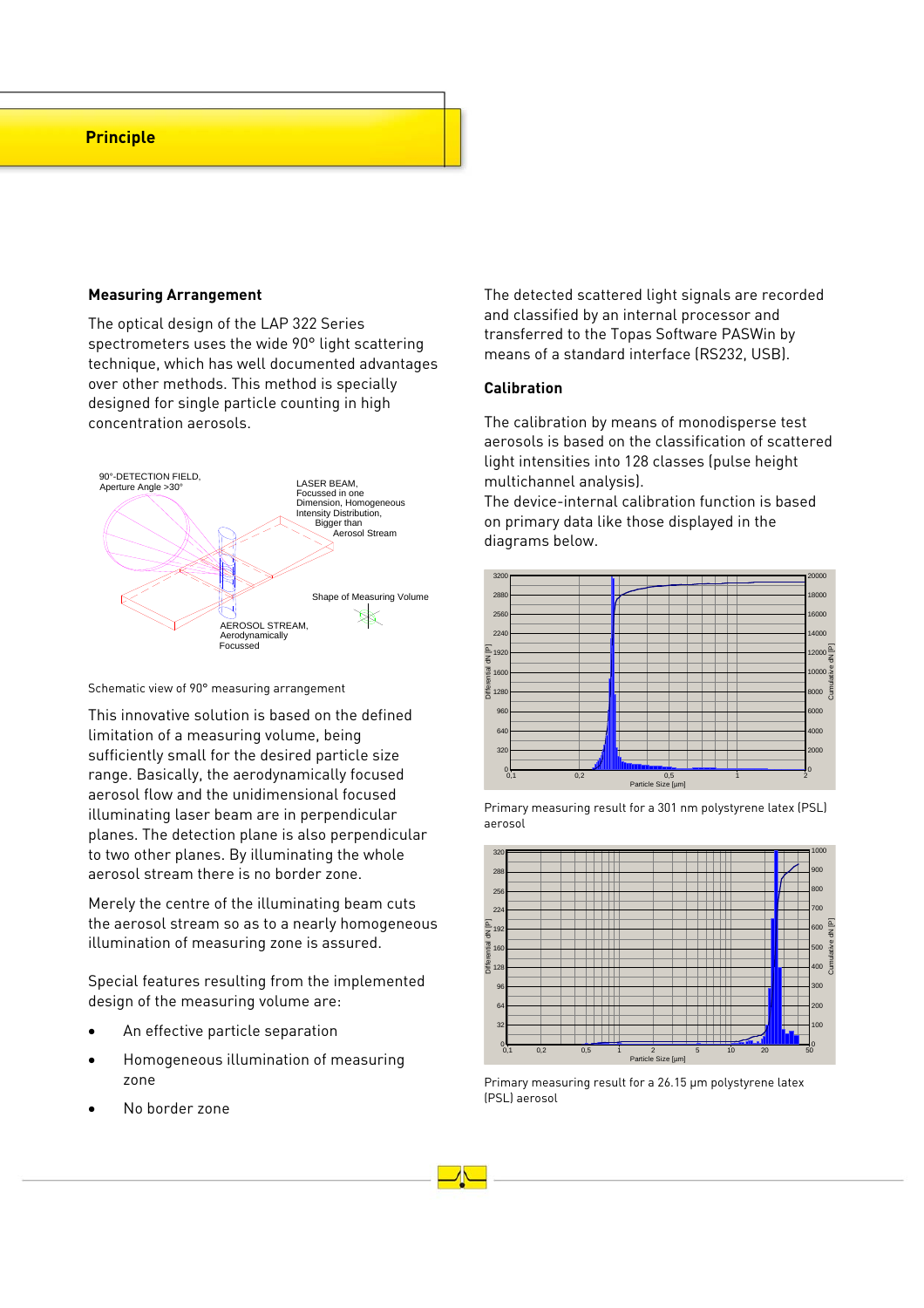# Principle

## Measuring Arrangement

The optical design of the LAP 322 Series spectrometers uses the wide 90° light scattering technique, which has well documented advantages over other methods. This method is specially designed for single particle counting in high concentration aerosols.

Schematic view of 90° measuring arrangement

This innovative solution is based on the defined limitation of a measuring volume, being sufficiently small for the desired particle size range. Basically, the aerodynamically focused aerosol flow and the unidimensional focused illuminating laser beam are in perpendicular planes. The detection plane is also perpendicular to two other planes. By illuminating the whole aerosol stream there is no border zone.

Merely the centre of the illuminating beam cuts the aerosol stream so as to a nearly homogeneous illumination of measuring zone is assured.

Special features resulting from the implemented design of the measuring volume are:

- An effective particle separation
- Homogeneous illumination of measuring zone
- No border zone

The detected scattered light signals are recorded and classified by an internal processor and transferred to the Topas Software PASWin by means of a standard interface (RS232, USB).

## Calibration

The calibration by means of monodisperse test aerosols is based on the classification of scattered light intensities into 128 classes (pulse height multichannel analysis).
The device-internal calibration function is based on primary data like those displayed in the diagrams below.

Primary measuring result for a 301 nm polystyrene latex (PSL) aerosol

Primary measuring result for a 26.15 µm polystyrene latex (PSL) aerosol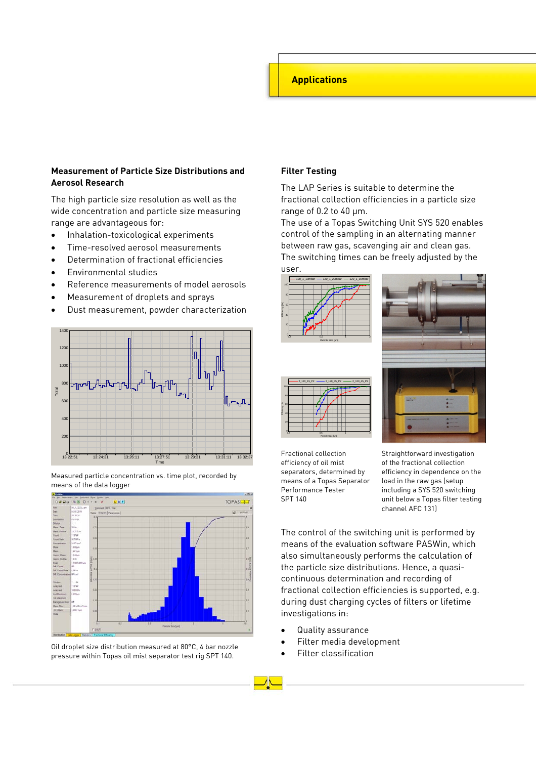## Applications

### Measurement of Particle Size Distributions and Aerosol Research

The high particle size resolution as well as the wide concentration and particle size measuring range are advantageous for:

- Inhalation-toxicological experiments
- Time-resolved aerosol measurements
- Determination of fractional efficiencies
- Environmental studies
- Reference measurements of model aerosols
- Measurement of droplets and sprays
- Dust measurement, powder characterization

Measured particle concentration vs. time plot, recorded by means of the data logger

Oil droplet size distribution measured at 80°C, 4 bar nozzle pressure within Topas oil mist separator test rig SPT 140.

### Filter Testing

The LAP Series is suitable to determine the fractional collection efficiencies in a particle size range of 0.2 to 40 µm.
The use of a Topas Switching Unit SYS 520 enables control of the sampling in an alternating manner between raw gas, scavenging air and clean gas. The switching times can be freely adjusted by the user.

Fractional collection efficiency of oil mist separators, determined by means of a Topas Separator Performance Tester SPT 140

Straightforward investigation of the fractional collection efficiency in dependence on the load in the raw gas (setup including a SYS 520 switching unit below a Topas filter testing channel AFC 131)

The control of the switching unit is performed by means of the evaluation software PASWin, which also simultaneously performs the calculation of the particle size distributions. Hence, a quasi-continuous determination and recording of fractional collection efficiencies is supported, e.g. during dust charging cycles of filters or lifetime investigations in:

- Quality assurance
- Filter media development
- Filter classification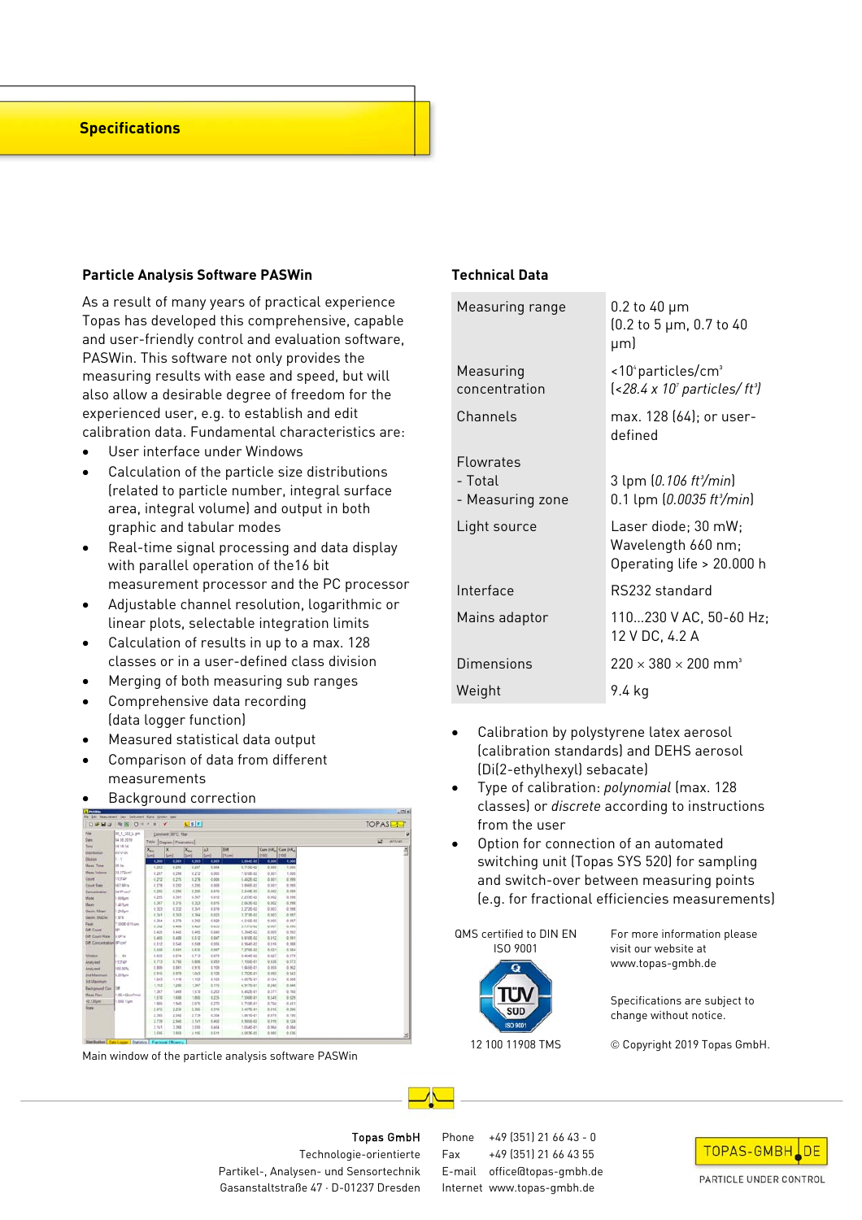## Specifications

### Particle Analysis Software PASWin

As a result of many years of practical experience Topas has developed this comprehensive, capable and user-friendly control and evaluation software, PASWin. This software not only provides the measuring results with ease and speed, but will also allow a desirable degree of freedom for the experienced user, e.g. to establish and edit calibration data. Fundamental characteristics are:

- User interface under Windows
- Calculation of the particle size distributions (related to particle number, integral surface area, integral volume) and output in both graphic and tabular modes
- Real-time signal processing and data display with parallel operation of the16 bit measurement processor and the PC processor
- Adjustable channel resolution, logarithmic or linear plots, selectable integration limits
- Calculation of results in up to a max. 128 classes or in a user-defined class division
- Merging of both measuring sub ranges
- Comprehensive data recording (data logger function)
- Measured statistical data output
- Comparison of data from different measurements
- Background correction

Main window of the particle analysis software PASWin

### Technical Data

| | |
|---|---|
| Measuring range | 0.2 to 40 µm (0.2 to 5 µm, 0.7 to 40 µm) |
| Measuring concentration | <$10^6$ particles/cm$^3$ (*<28.4 x $10^7$ particles/ ft$^3$*) |
| Channels | max. 128 (64); or user-defined |
| Flowrates<br>- Total<br>- Measuring zone | <br>3 lpm (*0.106 ft$^3$/min*)<br>0.1 lpm (*0.0035 ft$^3$/min*) |
| Light source | Laser diode; 30 mW; Wavelength 660 nm; Operating life > 20.000 h |
| Interface | RS232 standard |
| Mains adaptor | 110...230 V AC, 50-60 Hz; 12 V DC, 4.2 A |
| Dimensions | 220 × 380 × 200 mm$^3$ |
| Weight | 9.4 kg |

- Calibration by polystyrene latex aerosol (calibration standards) and DEHS aerosol (Di(2-ethylhexyl) sebacate)
- Type of calibration: *polynomial* (max. 128 classes) or *discrete* according to instructions from the user
- Option for connection of an automated switching unit (Topas SYS 520) for sampling and switch-over between measuring points (e.g. for fractional efficiencies measurements)

QMS certified to DIN EN ISO 9001

12 100 11908 TMS

For more information please visit our website at www.topas-gmbh.de

Specifications are subject to change without notice.

© Copyright 2019 Topas GmbH.

**Topas GmbH**
Technologie-orientierte
Partikel-, Analysen- und Sensortechnik
Gasanstaltstraße 47 · D-01237 Dresden

Phone +49 (351) 21 66 43 - 0
Fax +49 (351) 21 66 43 55
E-mail office@topas-gmbh.de
Internet www.topas-gmbh.de

TOPAS-GMBH.DE
PARTICLE UNDER CONTROL